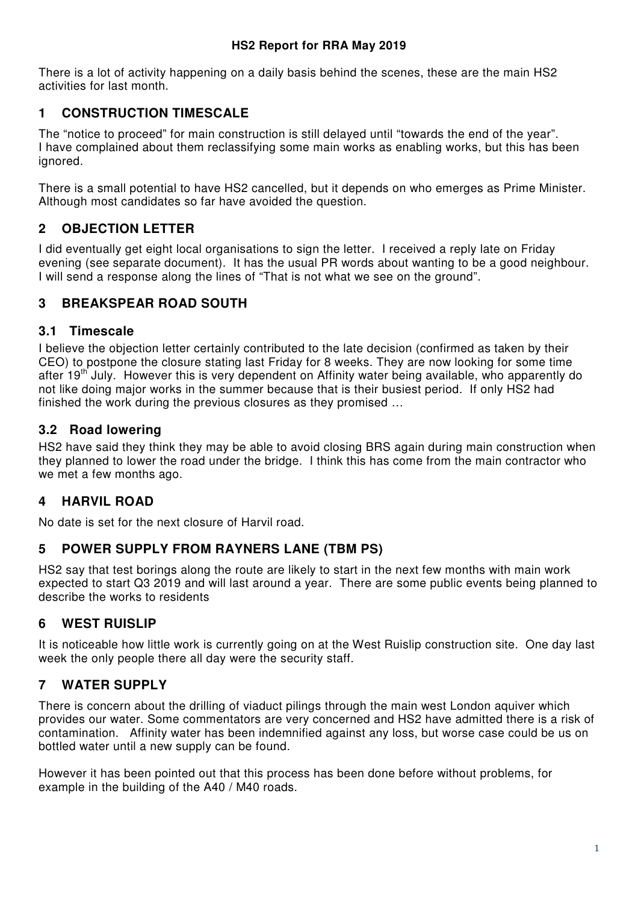# HS2 Report for RRA May 2019

There is a lot of activity happening on a daily basis behind the scenes, these are the main HS2 activities for last month.

## 1 CONSTRUCTION TIMESCALE

The "notice to proceed" for main construction is still delayed until "towards the end of the year". I have complained about them reclassifying some main works as enabling works, but this has been ignored.

There is a small potential to have HS2 cancelled, but it depends on who emerges as Prime Minister. Although most candidates so far have avoided the question.

## 2 OBJECTION LETTER

I did eventually get eight local organisations to sign the letter. I received a reply late on Friday evening (see separate document). It has the usual PR words about wanting to be a good neighbour. I will send a response along the lines of "That is not what we see on the ground".

## 3 BREAKSPEAR ROAD SOUTH

### 3.1 Timescale

I believe the objection letter certainly contributed to the late decision (confirmed as taken by their CEO) to postpone the closure stating last Friday for 8 weeks. They are now looking for some time after 19th July. However this is very dependent on Affinity water being available, who apparently do not like doing major works in the summer because that is their busiest period. If only HS2 had finished the work during the previous closures as they promised …

### 3.2 Road lowering

HS2 have said they think they may be able to avoid closing BRS again during main construction when they planned to lower the road under the bridge. I think this has come from the main contractor who we met a few months ago.

## 4 HARVIL ROAD

No date is set for the next closure of Harvil road.

## 5 POWER SUPPLY FROM RAYNERS LANE (TBM PS)

HS2 say that test borings along the route are likely to start in the next few months with main work expected to start Q3 2019 and will last around a year. There are some public events being planned to describe the works to residents

## 6 WEST RUISLIP

It is noticeable how little work is currently going on at the West Ruislip construction site. One day last week the only people there all day were the security staff.

## 7 WATER SUPPLY

There is concern about the drilling of viaduct pilings through the main west London aquiver which provides our water. Some commentators are very concerned and HS2 have admitted there is a risk of contamination. Affinity water has been indemnified against any loss, but worse case could be us on bottled water until a new supply can be found.

However it has been pointed out that this process has been done before without problems, for example in the building of the A40 / M40 roads.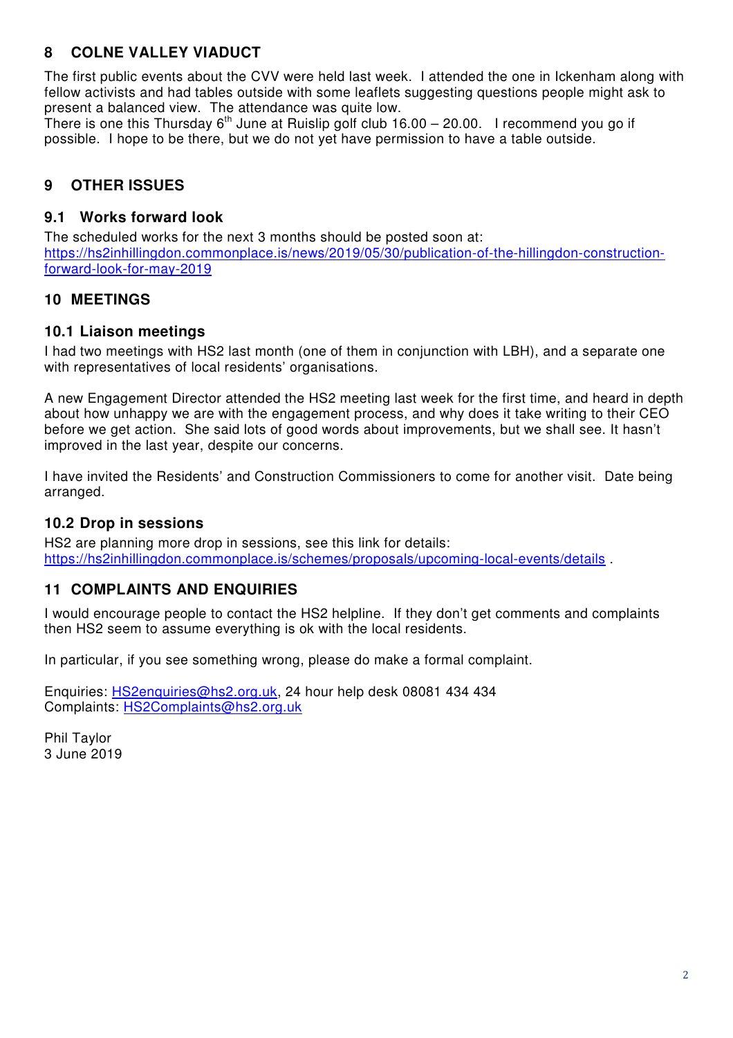## 8 COLNE VALLEY VIADUCT

The first public events about the CVV were held last week. I attended the one in Ickenham along with fellow activists and had tables outside with some leaflets suggesting questions people might ask to present a balanced view. The attendance was quite low.
There is one this Thursday 6th June at Ruislip golf club 16.00 – 20.00. I recommend you go if possible. I hope to be there, but we do not yet have permission to have a table outside.

## 9 OTHER ISSUES

### 9.1 Works forward look

The scheduled works for the next 3 months should be posted soon at:
https://hs2inhillingdon.commonplace.is/news/2019/05/30/publication-of-the-hillingdon-construction-forward-look-for-may-2019

## 10 MEETINGS

### 10.1 Liaison meetings

I had two meetings with HS2 last month (one of them in conjunction with LBH), and a separate one with representatives of local residents' organisations.

A new Engagement Director attended the HS2 meeting last week for the first time, and heard in depth about how unhappy we are with the engagement process, and why does it take writing to their CEO before we get action. She said lots of good words about improvements, but we shall see. It hasn't improved in the last year, despite our concerns.

I have invited the Residents' and Construction Commissioners to come for another visit. Date being arranged.

### 10.2 Drop in sessions

HS2 are planning more drop in sessions, see this link for details:
https://hs2inhillingdon.commonplace.is/schemes/proposals/upcoming-local-events/details .

## 11 COMPLAINTS AND ENQUIRIES

I would encourage people to contact the HS2 helpline. If they don't get comments and complaints then HS2 seem to assume everything is ok with the local residents.

In particular, if you see something wrong, please do make a formal complaint.

Enquiries: HS2enquiries@hs2.org.uk, 24 hour help desk 08081 434 434
Complaints: HS2Complaints@hs2.org.uk

Phil Taylor
3 June 2019